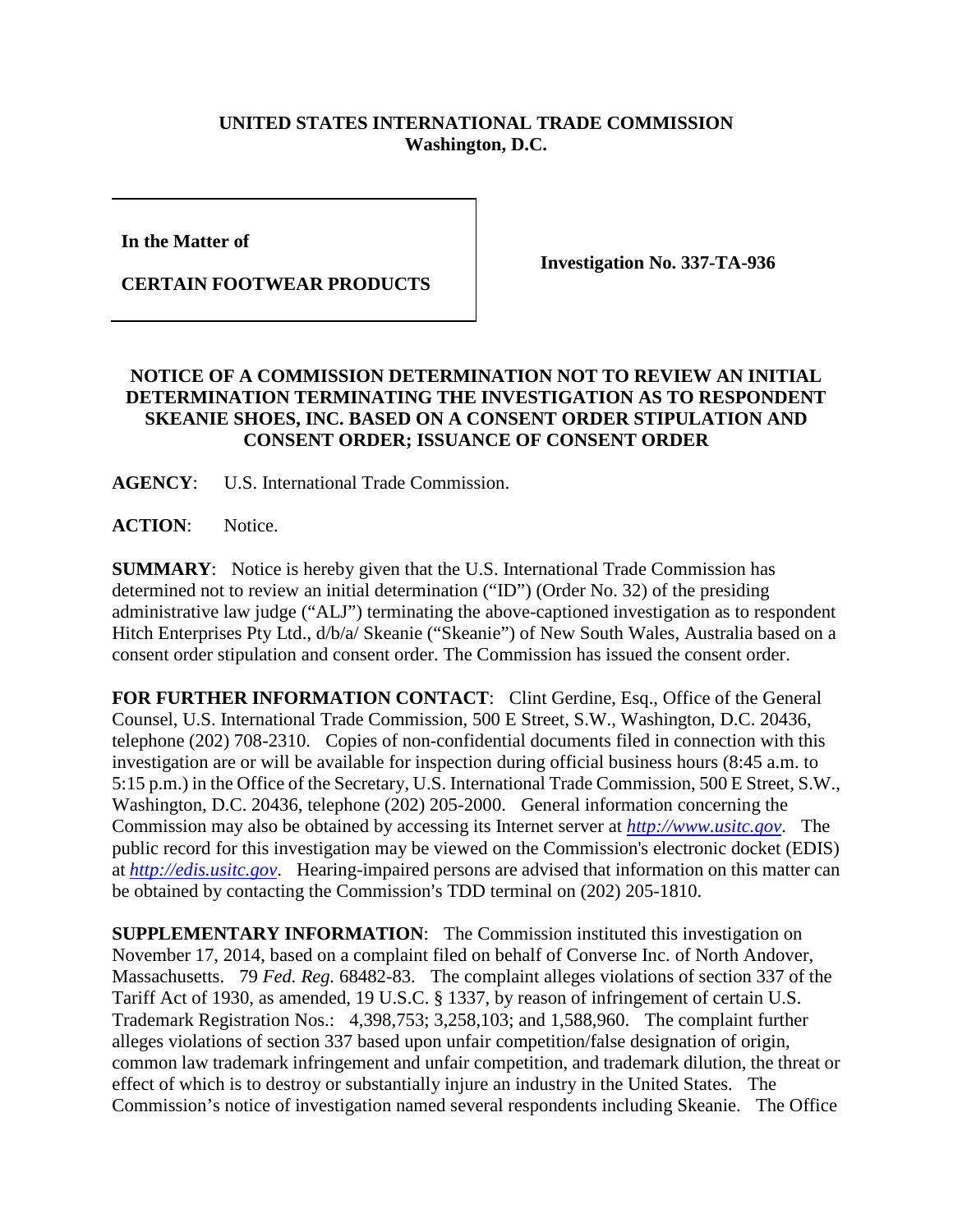**UNITED STATES INTERNATIONAL TRADE COMMISSION**
**Washington, D.C.**

| | |
|---|---|
| **In the Matter of**<br><br>**CERTAIN FOOTWEAR PRODUCTS** | **Investigation No. 337-TA-936** |

**NOTICE OF A COMMISSION DETERMINATION NOT TO REVIEW AN INITIAL DETERMINATION TERMINATING THE INVESTIGATION AS TO RESPONDENT SKEANIE SHOES, INC. BASED ON A CONSENT ORDER STIPULATION AND CONSENT ORDER; ISSUANCE OF CONSENT ORDER**

**AGENCY**: U.S. International Trade Commission.

**ACTION**: Notice.

**SUMMARY**: Notice is hereby given that the U.S. International Trade Commission has determined not to review an initial determination ("ID") (Order No. 32) of the presiding administrative law judge ("ALJ") terminating the above-captioned investigation as to respondent Hitch Enterprises Pty Ltd., d/b/a/ Skeanie ("Skeanie") of New South Wales, Australia based on a consent order stipulation and consent order. The Commission has issued the consent order.

**FOR FURTHER INFORMATION CONTACT**: Clint Gerdine, Esq., Office of the General Counsel, U.S. International Trade Commission, 500 E Street, S.W., Washington, D.C. 20436, telephone (202) 708-2310. Copies of non-confidential documents filed in connection with this investigation are or will be available for inspection during official business hours (8:45 a.m. to 5:15 p.m.) in the Office of the Secretary, U.S. International Trade Commission, 500 E Street, S.W., Washington, D.C. 20436, telephone (202) 205-2000. General information concerning the Commission may also be obtained by accessing its Internet server at *http://www.usitc.gov*. The public record for this investigation may be viewed on the Commission's electronic docket (EDIS) at *http://edis.usitc.gov*. Hearing-impaired persons are advised that information on this matter can be obtained by contacting the Commission's TDD terminal on (202) 205-1810.

**SUPPLEMENTARY INFORMATION**: The Commission instituted this investigation on November 17, 2014, based on a complaint filed on behalf of Converse Inc. of North Andover, Massachusetts. 79 *Fed. Reg.* 68482-83. The complaint alleges violations of section 337 of the Tariff Act of 1930, as amended, 19 U.S.C. § 1337, by reason of infringement of certain U.S. Trademark Registration Nos.: 4,398,753; 3,258,103; and 1,588,960. The complaint further alleges violations of section 337 based upon unfair competition/false designation of origin, common law trademark infringement and unfair competition, and trademark dilution, the threat or effect of which is to destroy or substantially injure an industry in the United States. The Commission's notice of investigation named several respondents including Skeanie. The Office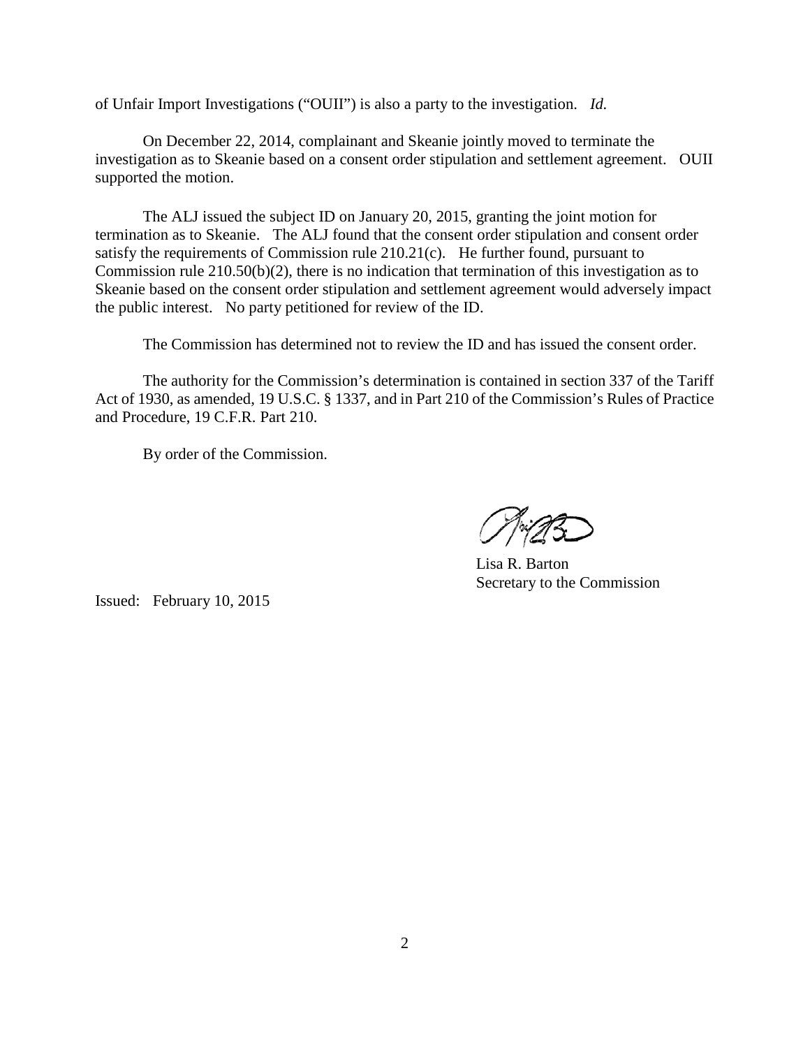of Unfair Import Investigations ("OUII") is also a party to the investigation. *Id.*

On December 22, 2014, complainant and Skeanie jointly moved to terminate the investigation as to Skeanie based on a consent order stipulation and settlement agreement. OUII supported the motion.

The ALJ issued the subject ID on January 20, 2015, granting the joint motion for termination as to Skeanie. The ALJ found that the consent order stipulation and consent order satisfy the requirements of Commission rule 210.21(c). He further found, pursuant to Commission rule 210.50(b)(2), there is no indication that termination of this investigation as to Skeanie based on the consent order stipulation and settlement agreement would adversely impact the public interest. No party petitioned for review of the ID.

The Commission has determined not to review the ID and has issued the consent order.

The authority for the Commission's determination is contained in section 337 of the Tariff Act of 1930, as amended, 19 U.S.C. § 1337, and in Part 210 of the Commission's Rules of Practice and Procedure, 19 C.F.R. Part 210.

By order of the Commission.

Lisa R. Barton
Secretary to the Commission

Issued: February 10, 2015